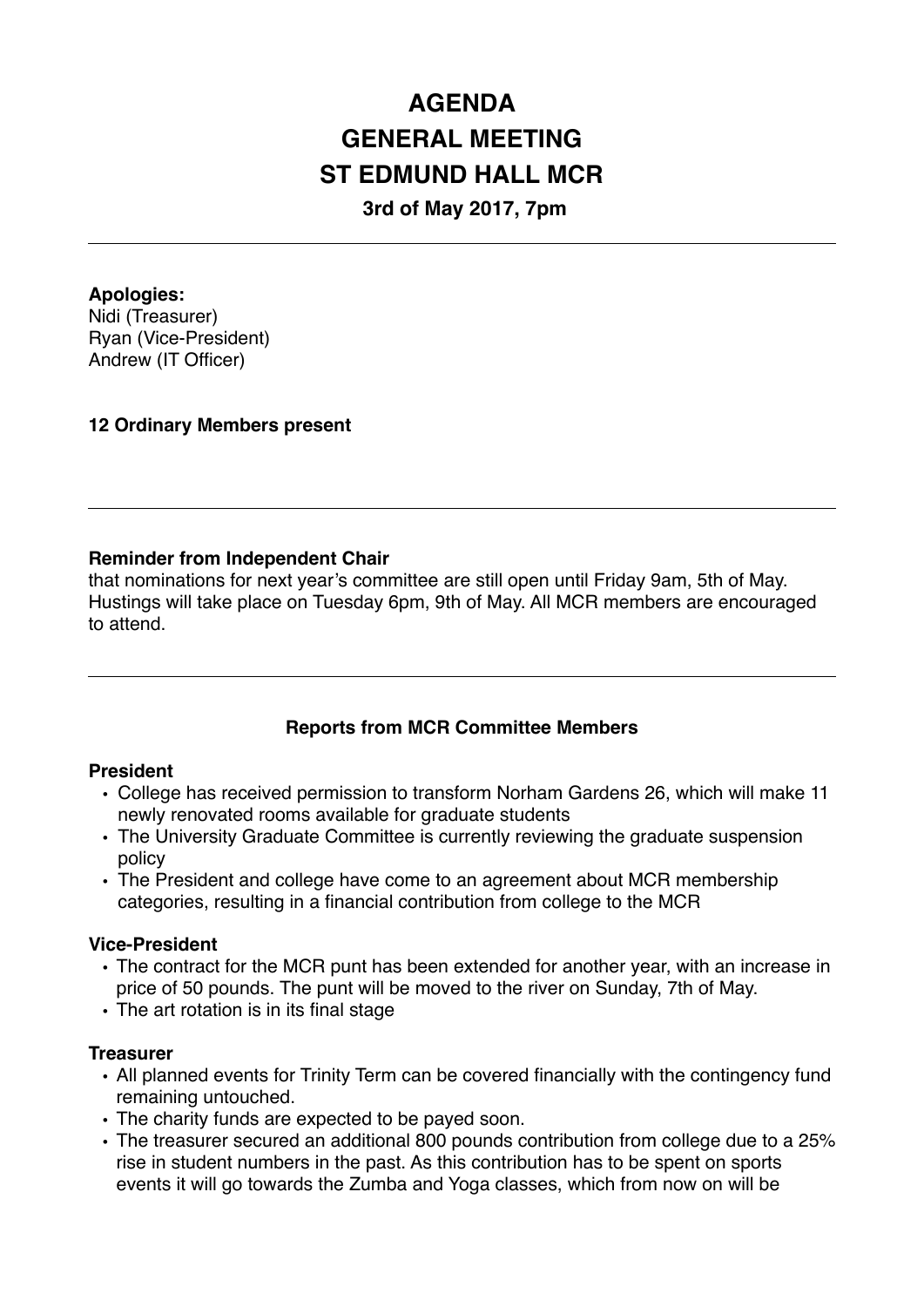# AGENDA
# GENERAL MEETING
# ST EDMUND HALL MCR

**3rd of May 2017, 7pm**

---

**Apologies:**
Nidi (Treasurer)
Ryan (Vice-President)
Andrew (IT Officer)

**12 Ordinary Members present**

---

**Reminder from Independent Chair**
that nominations for next year's committee are still open until Friday 9am, 5th of May. Hustings will take place on Tuesday 6pm, 9th of May. All MCR members are encouraged to attend.

---

## Reports from MCR Committee Members

**President**

- College has received permission to transform Norham Gardens 26, which will make 11 newly renovated rooms available for graduate students
- The University Graduate Committee is currently reviewing the graduate suspension policy
- The President and college have come to an agreement about MCR membership categories, resulting in a financial contribution from college to the MCR

**Vice-President**

- The contract for the MCR punt has been extended for another year, with an increase in price of 50 pounds. The punt will be moved to the river on Sunday, 7th of May.
- The art rotation is in its final stage

**Treasurer**

- All planned events for Trinity Term can be covered financially with the contingency fund remaining untouched.
- The charity funds are expected to be payed soon.
- The treasurer secured an additional 800 pounds contribution from college due to a 25% rise in student numbers in the past. As this contribution has to be spent on sports events it will go towards the Zumba and Yoga classes, which from now on will be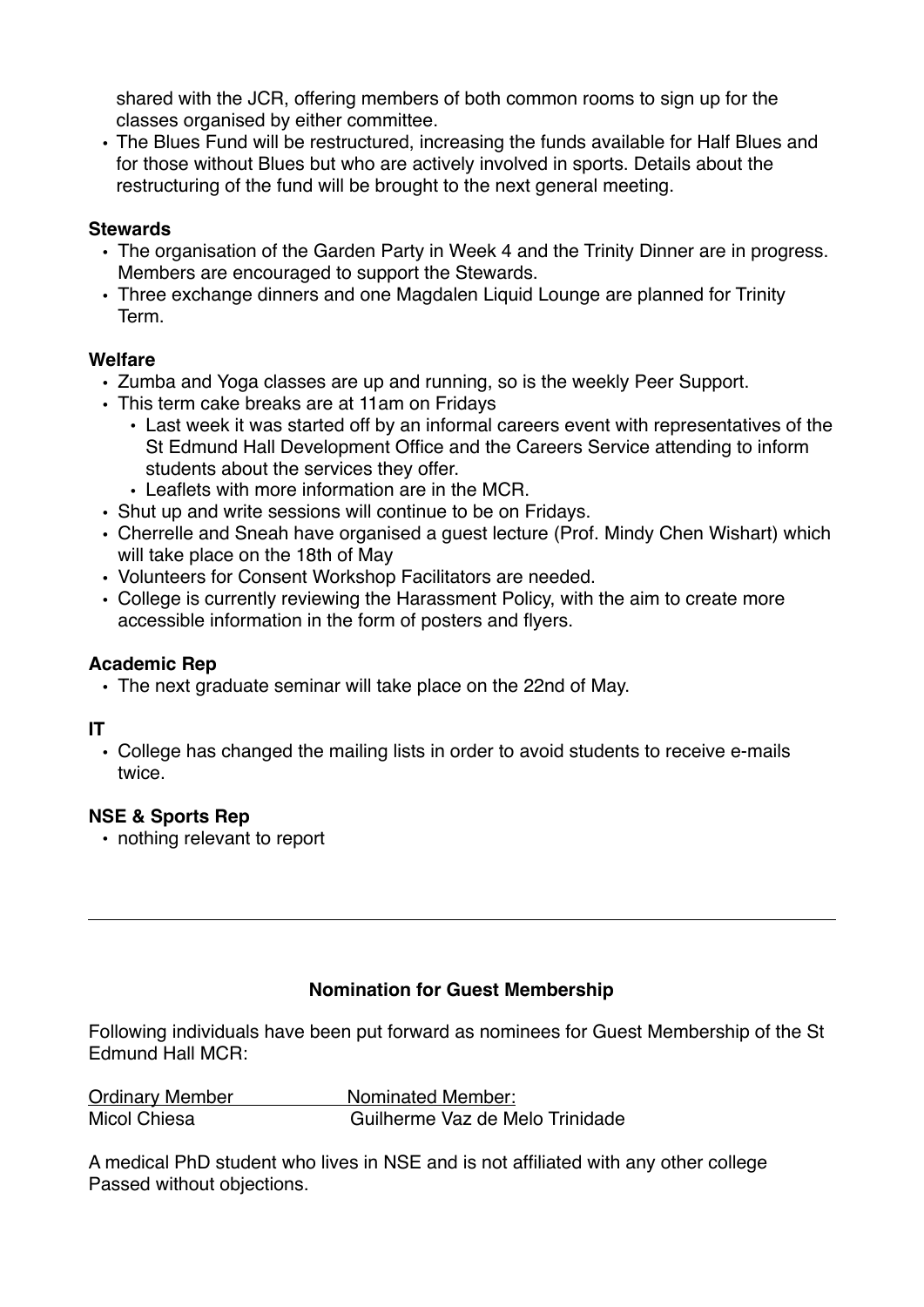shared with the JCR, offering members of both common rooms to sign up for the classes organised by either committee.

- The Blues Fund will be restructured, increasing the funds available for Half Blues and for those without Blues but who are actively involved in sports. Details about the restructuring of the fund will be brought to the next general meeting.

**Stewards**

- The organisation of the Garden Party in Week 4 and the Trinity Dinner are in progress. Members are encouraged to support the Stewards.
- Three exchange dinners and one Magdalen Liquid Lounge are planned for Trinity Term.

**Welfare**

- Zumba and Yoga classes are up and running, so is the weekly Peer Support.
- This term cake breaks are at 11am on Fridays
    - Last week it was started off by an informal careers event with representatives of the St Edmund Hall Development Office and the Careers Service attending to inform students about the services they offer.
    - Leaflets with more information are in the MCR.
- Shut up and write sessions will continue to be on Fridays.
- Cherrelle and Sneah have organised a guest lecture (Prof. Mindy Chen Wishart) which will take place on the 18th of May
- Volunteers for Consent Workshop Facilitators are needed.
- College is currently reviewing the Harassment Policy, with the aim to create more accessible information in the form of posters and flyers.

**Academic Rep**

- The next graduate seminar will take place on the 22nd of May.

**IT**

- College has changed the mailing lists in order to avoid students to receive e-mails twice.

**NSE & Sports Rep**

- nothing relevant to report

---

**Nomination for Guest Membership**

Following individuals have been put forward as nominees for Guest Membership of the St Edmund Hall MCR:

| Ordinary Member | Nominated Member: |
|---|---|
| Micol Chiesa | Guilherme Vaz de Melo Trinidade |

A medical PhD student who lives in NSE and is not affiliated with any other college
Passed without objections.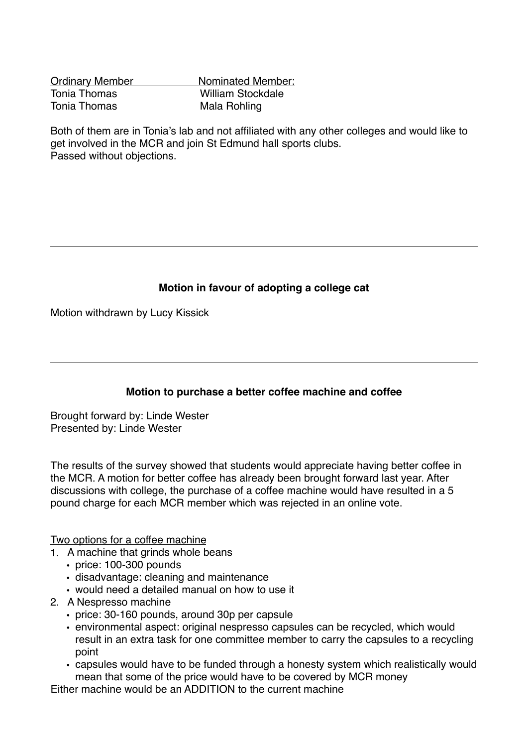| Ordinary Member | Nominated Member: |
| --- | --- |
| Tonia Thomas | William Stockdale |
| Tonia Thomas | Mala Rohling |

Both of them are in Tonia's lab and not affiliated with any other colleges and would like to get involved in the MCR and join St Edmund hall sports clubs.
Passed without objections.

---

**Motion in favour of adopting a college cat**

Motion withdrawn by Lucy Kissick

---

**Motion to purchase a better coffee machine and coffee**

Brought forward by: Linde Wester
Presented by: Linde Wester

The results of the survey showed that students would appreciate having better coffee in the MCR. A motion for better coffee has already been brought forward last year. After discussions with college, the purchase of a coffee machine would have resulted in a 5 pound charge for each MCR member which was rejected in an online vote.

Two options for a coffee machine

1. A machine that grinds whole beans
   - price: 100-300 pounds
   - disadvantage: cleaning and maintenance
   - would need a detailed manual on how to use it
2. A Nespresso machine
   - price: 30-160 pounds, around 30p per capsule
   - environmental aspect: original nespresso capsules can be recycled, which would result in an extra task for one committee member to carry the capsules to a recycling point
   - capsules would have to be funded through a honesty system which realistically would mean that some of the price would have to be covered by MCR money

Either machine would be an ADDITION to the current machine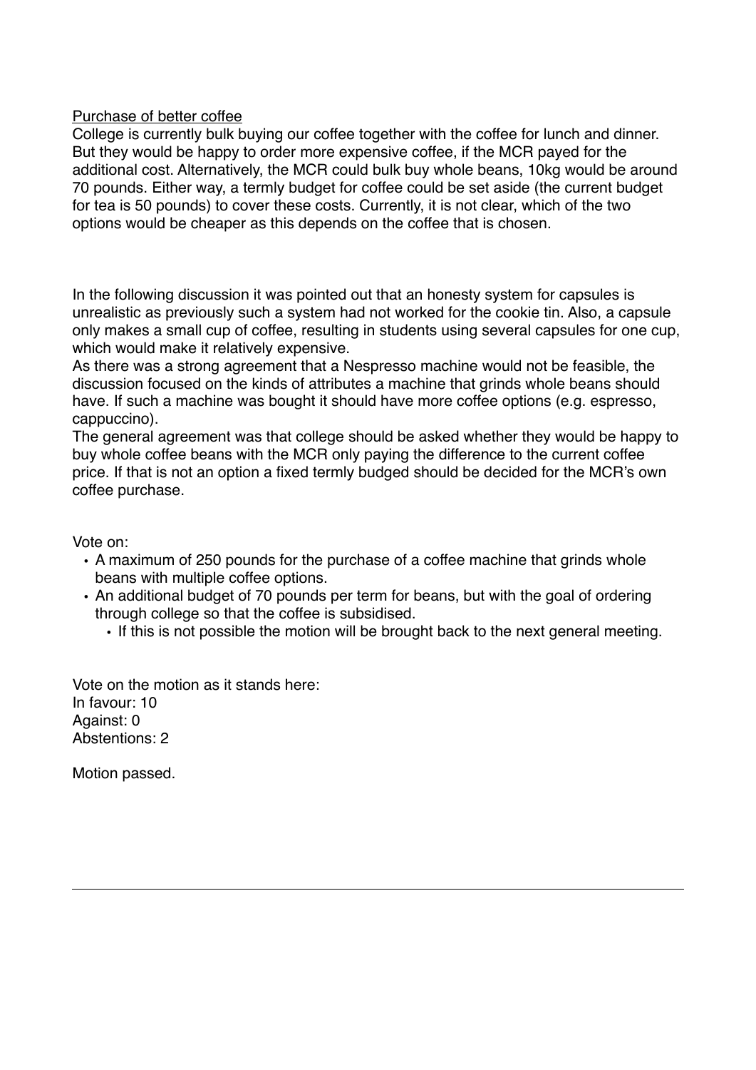<u>Purchase of better coffee</u>

College is currently bulk buying our coffee together with the coffee for lunch and dinner. But they would be happy to order more expensive coffee, if the MCR payed for the additional cost. Alternatively, the MCR could bulk buy whole beans, 10kg would be around 70 pounds. Either way, a termly budget for coffee could be set aside (the current budget for tea is 50 pounds) to cover these costs. Currently, it is not clear, which of the two options would be cheaper as this depends on the coffee that is chosen.

In the following discussion it was pointed out that an honesty system for capsules is unrealistic as previously such a system had not worked for the cookie tin. Also, a capsule only makes a small cup of coffee, resulting in students using several capsules for one cup, which would make it relatively expensive.
As there was a strong agreement that a Nespresso machine would not be feasible, the discussion focused on the kinds of attributes a machine that grinds whole beans should have. If such a machine was bought it should have more coffee options (e.g. espresso, cappuccino).
The general agreement was that college should be asked whether they would be happy to buy whole coffee beans with the MCR only paying the difference to the current coffee price. If that is not an option a fixed termly budged should be decided for the MCR's own coffee purchase.

Vote on:

- A maximum of 250 pounds for the purchase of a coffee machine that grinds whole beans with multiple coffee options.
- An additional budget of 70 pounds per term for beans, but with the goal of ordering through college so that the coffee is subsidised.
  - If this is not possible the motion will be brought back to the next general meeting.

Vote on the motion as it stands here:
In favour: 10
Against: 0
Abstentions: 2

Motion passed.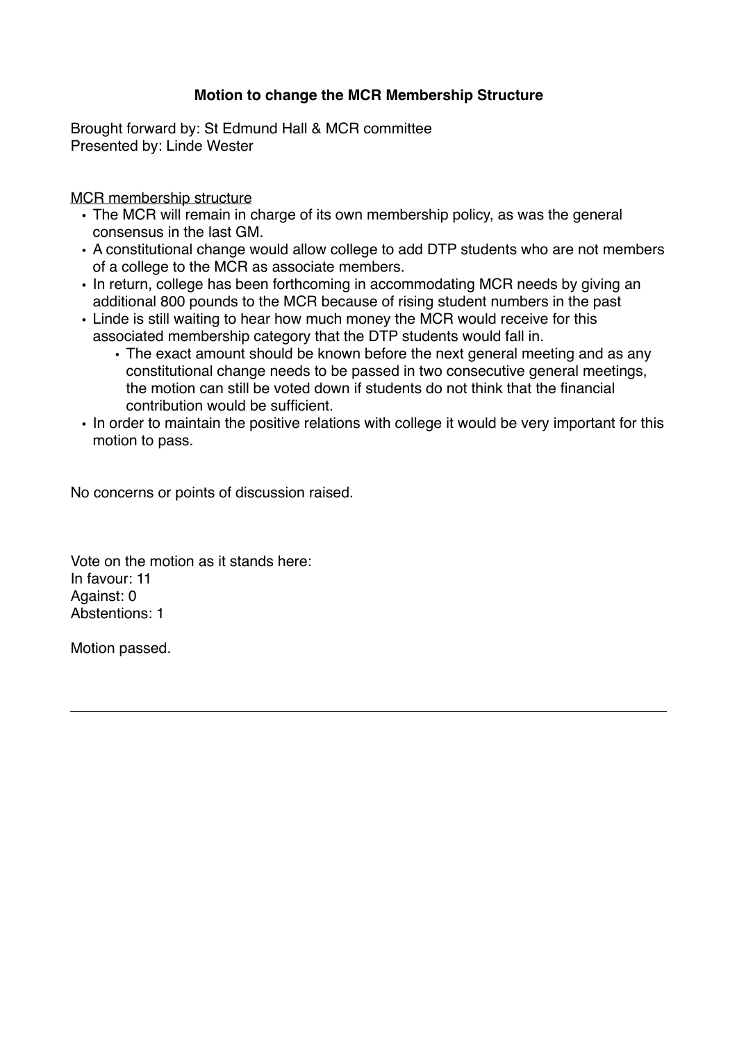**Motion to change the MCR Membership Structure**

Brought forward by: St Edmund Hall & MCR committee
Presented by: Linde Wester

<u>MCR membership structure</u>

- The MCR will remain in charge of its own membership policy, as was the general consensus in the last GM.
- A constitutional change would allow college to add DTP students who are not members of a college to the MCR as associate members.
- In return, college has been forthcoming in accommodating MCR needs by giving an additional 800 pounds to the MCR because of rising student numbers in the past
- Linde is still waiting to hear how much money the MCR would receive for this associated membership category that the DTP students would fall in.
    - The exact amount should be known before the next general meeting and as any constitutional change needs to be passed in two consecutive general meetings, the motion can still be voted down if students do not think that the financial contribution would be sufficient.
- In order to maintain the positive relations with college it would be very important for this motion to pass.

No concerns or points of discussion raised.

Vote on the motion as it stands here:
In favour: 11
Against: 0
Abstentions: 1

Motion passed.

---